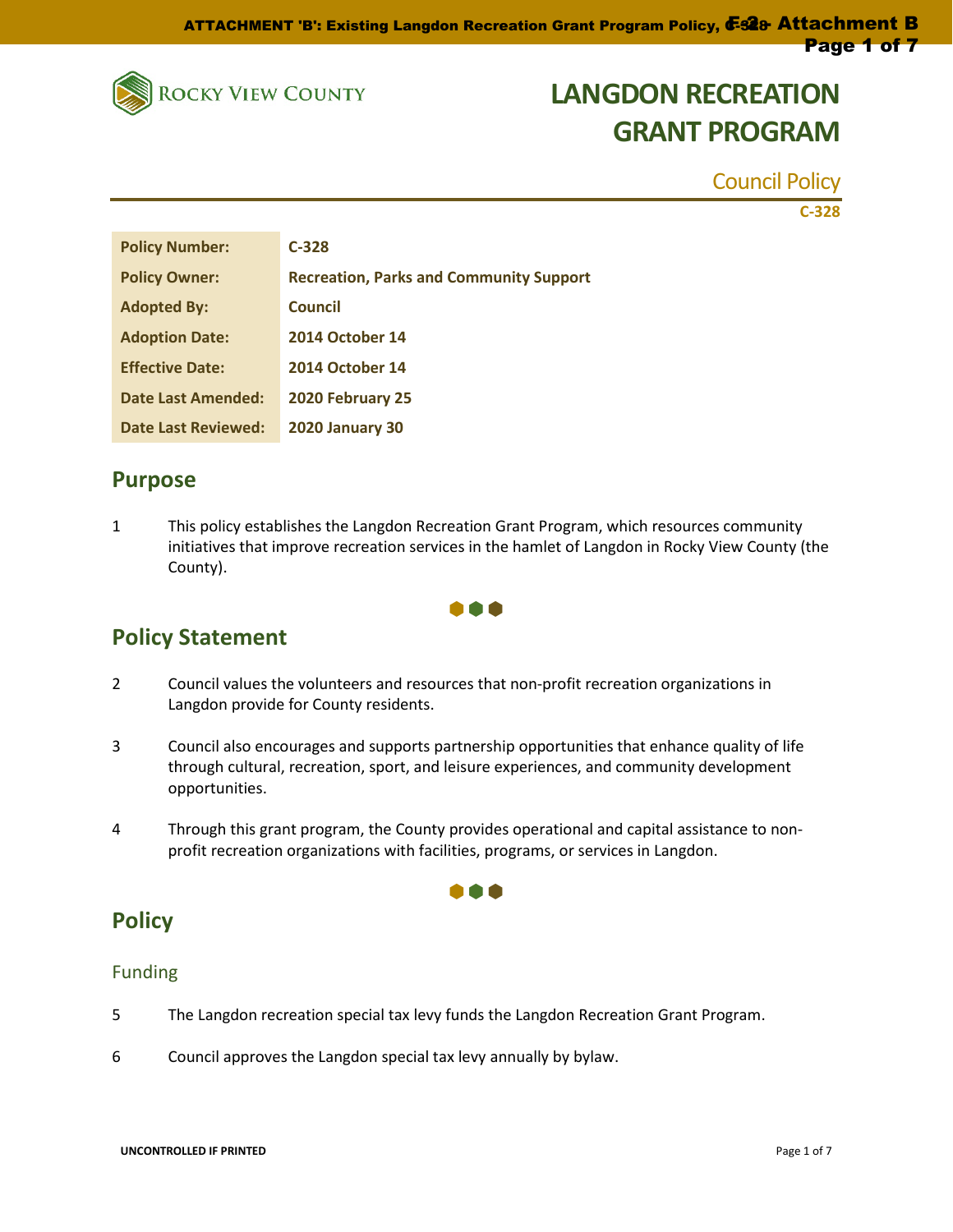# LANGDON RECREATION GRANT PROGRAM

Council Policy

C-328

| Policy Number: | C-328 |
|---|---|
| Policy Owner: | Recreation, Parks and Community Support |
| Adopted By: | Council |
| Adoption Date: | 2014 October 14 |
| Effective Date: | 2014 October 14 |
| Date Last Amended: | 2020 February 25 |
| Date Last Reviewed: | 2020 January 30 |

## Purpose

1 This policy establishes the Langdon Recreation Grant Program, which resources community initiatives that improve recreation services in the hamlet of Langdon in Rocky View County (the County).

## Policy Statement

2 Council values the volunteers and resources that non-profit recreation organizations in Langdon provide for County residents.

3 Council also encourages and supports partnership opportunities that enhance quality of life through cultural, recreation, sport, and leisure experiences, and community development opportunities.

4 Through this grant program, the County provides operational and capital assistance to non-profit recreation organizations with facilities, programs, or services in Langdon.

## Policy

### Funding

5 The Langdon recreation special tax levy funds the Langdon Recreation Grant Program.

6 Council approves the Langdon special tax levy annually by bylaw.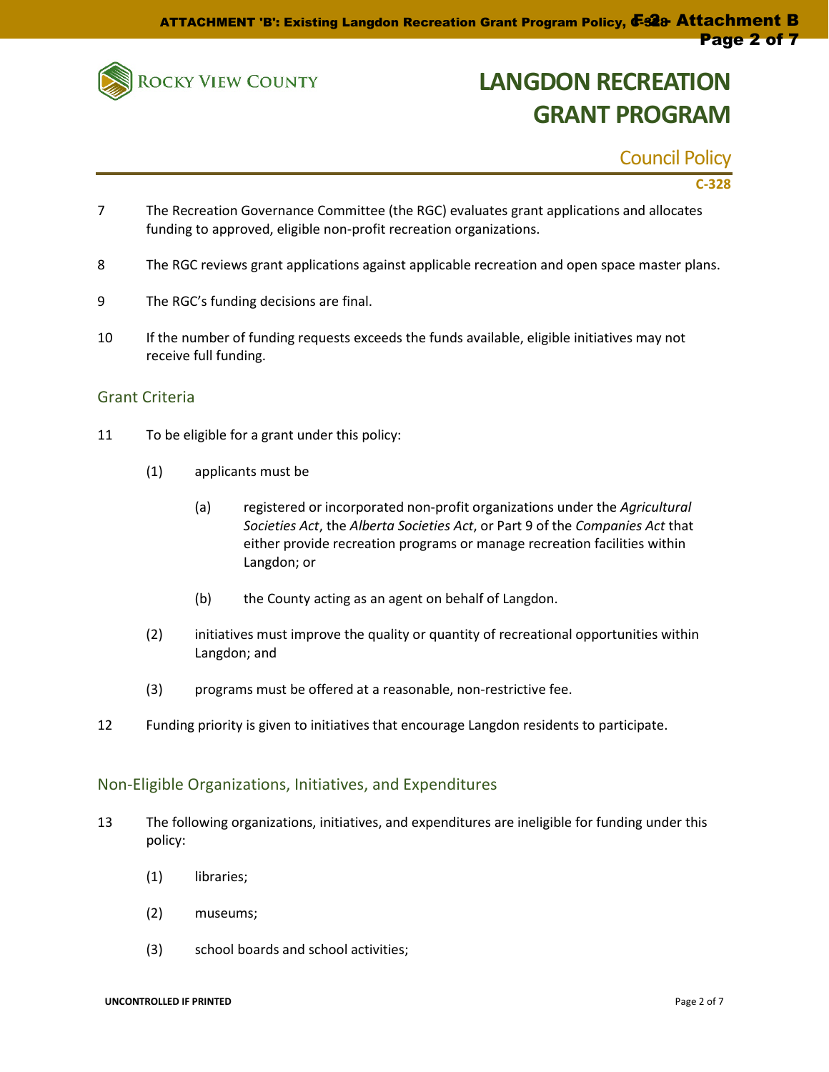7 The Recreation Governance Committee (the RGC) evaluates grant applications and allocates funding to approved, eligible non-profit recreation organizations.

8 The RGC reviews grant applications against applicable recreation and open space master plans.

9 The RGC's funding decisions are final.

10 If the number of funding requests exceeds the funds available, eligible initiatives may not receive full funding.

## Grant Criteria

11 To be eligible for a grant under this policy:

- (1) applicants must be
  - (a) registered or incorporated non-profit organizations under the *Agricultural Societies Act*, the *Alberta Societies Act*, or Part 9 of the *Companies Act* that either provide recreation programs or manage recreation facilities within Langdon; or
  - (b) the County acting as an agent on behalf of Langdon.
- (2) initiatives must improve the quality or quantity of recreational opportunities within Langdon; and
- (3) programs must be offered at a reasonable, non-restrictive fee.

12 Funding priority is given to initiatives that encourage Langdon residents to participate.

## Non-Eligible Organizations, Initiatives, and Expenditures

13 The following organizations, initiatives, and expenditures are ineligible for funding under this policy:

- (1) libraries;
- (2) museums;
- (3) school boards and school activities;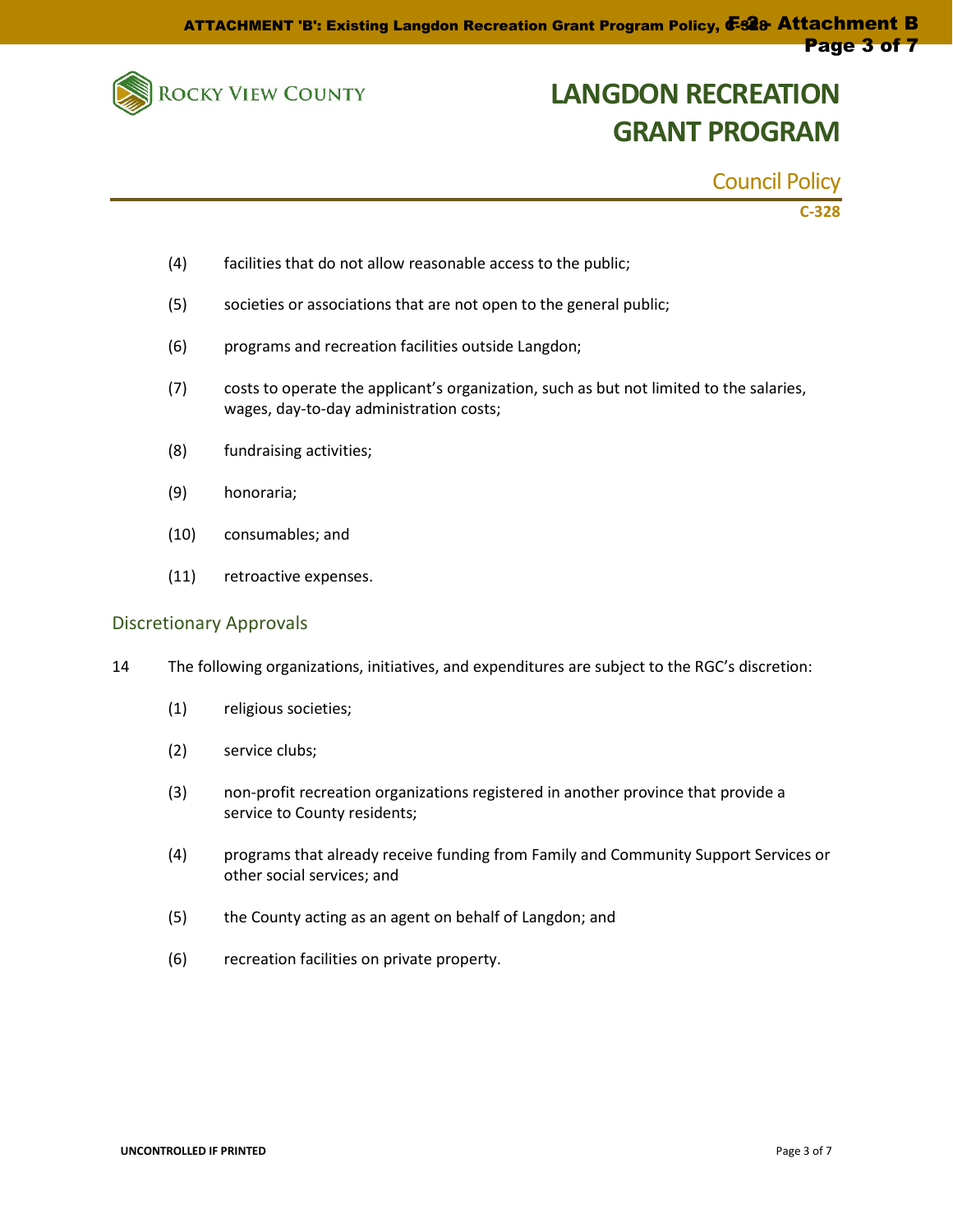(4) facilities that do not allow reasonable access to the public;

(5) societies or associations that are not open to the general public;

(6) programs and recreation facilities outside Langdon;

(7) costs to operate the applicant's organization, such as but not limited to the salaries, wages, day-to-day administration costs;

(8) fundraising activities;

(9) honoraria;

(10) consumables; and

(11) retroactive expenses.

## Discretionary Approvals

14 The following organizations, initiatives, and expenditures are subject to the RGC's discretion:

(1) religious societies;

(2) service clubs;

(3) non-profit recreation organizations registered in another province that provide a service to County residents;

(4) programs that already receive funding from Family and Community Support Services or other social services; and

(5) the County acting as an agent on behalf of Langdon; and

(6) recreation facilities on private property.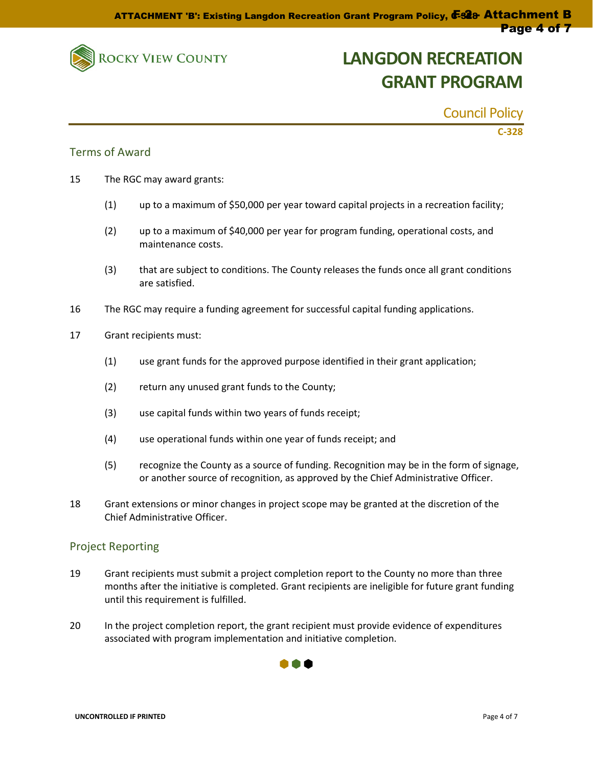## Terms of Award

15 The RGC may award grants:

(1) up to a maximum of $50,000 per year toward capital projects in a recreation facility;

(2) up to a maximum of $40,000 per year for program funding, operational costs, and maintenance costs.

(3) that are subject to conditions. The County releases the funds once all grant conditions are satisfied.

16 The RGC may require a funding agreement for successful capital funding applications.

17 Grant recipients must:

(1) use grant funds for the approved purpose identified in their grant application;

(2) return any unused grant funds to the County;

(3) use capital funds within two years of funds receipt;

(4) use operational funds within one year of funds receipt; and

(5) recognize the County as a source of funding. Recognition may be in the form of signage, or another source of recognition, as approved by the Chief Administrative Officer.

18 Grant extensions or minor changes in project scope may be granted at the discretion of the Chief Administrative Officer.

## Project Reporting

19 Grant recipients must submit a project completion report to the County no more than three months after the initiative is completed. Grant recipients are ineligible for future grant funding until this requirement is fulfilled.

20 In the project completion report, the grant recipient must provide evidence of expenditures associated with program implementation and initiative completion.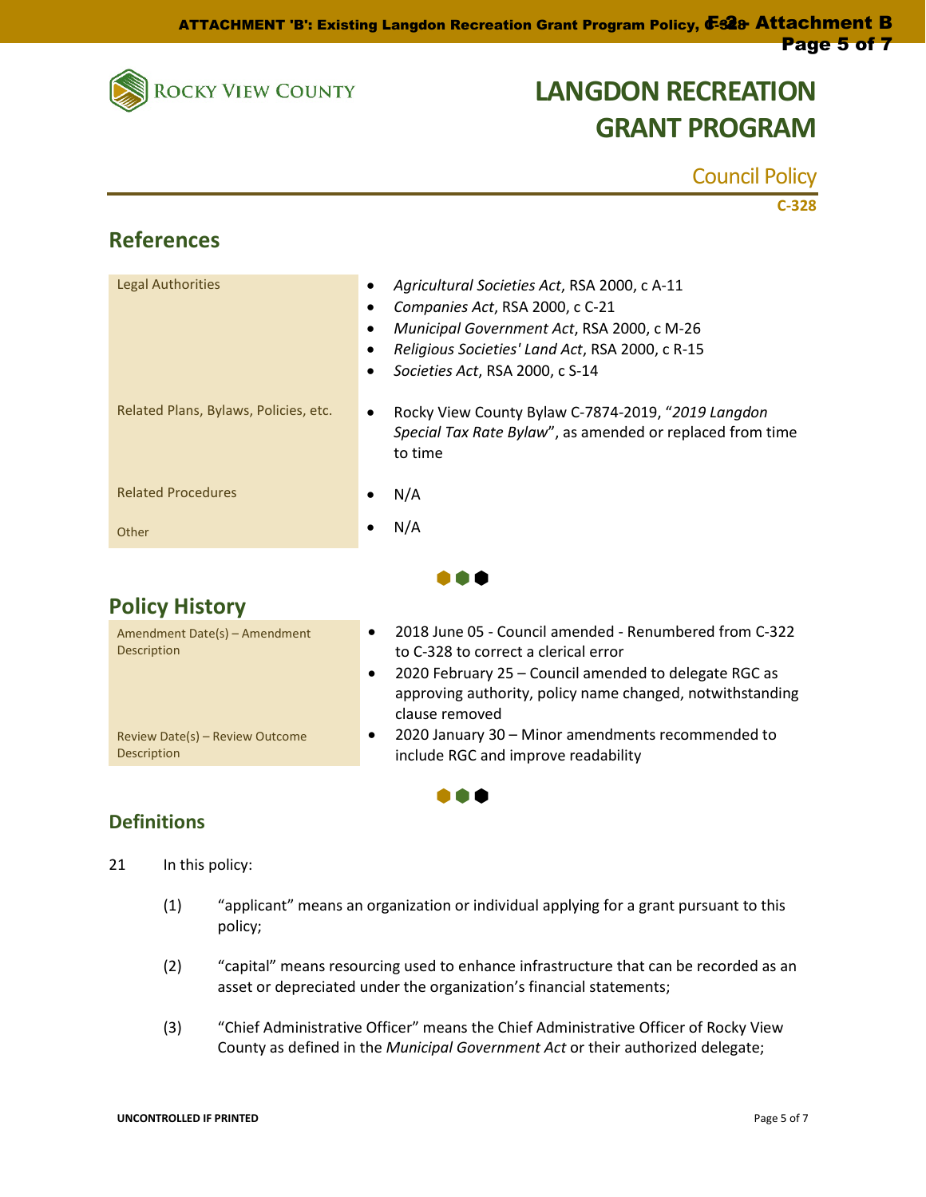# LANGDON RECREATION GRANT PROGRAM

Council Policy

**C-328**

## References

| | |
|---|---|
| Legal Authorities | • *Agricultural Societies Act*, RSA 2000, c A-11<br>• *Companies Act*, RSA 2000, c C-21<br>• *Municipal Government Act*, RSA 2000, c M-26<br>• *Religious Societies' Land Act*, RSA 2000, c R-15<br>• *Societies Act*, RSA 2000, c S-14 |
| Related Plans, Bylaws, Policies, etc. | • Rocky View County Bylaw C-7874-2019, "*2019 Langdon Special Tax Rate Bylaw*", as amended or replaced from time to time |
| Related Procedures | • N/A |
| Other | • N/A |

## Policy History

| | |
|---|---|
| Amendment Date(s) – Amendment Description | • 2018 June 05 - Council amended - Renumbered from C-322 to C-328 to correct a clerical error<br>• 2020 February 25 – Council amended to delegate RGC as approving authority, policy name changed, notwithstanding clause removed |
| Review Date(s) – Review Outcome Description | • 2020 January 30 – Minor amendments recommended to include RGC and improve readability |

## Definitions

21 In this policy:

(1) "applicant" means an organization or individual applying for a grant pursuant to this policy;

(2) "capital" means resourcing used to enhance infrastructure that can be recorded as an asset or depreciated under the organization's financial statements;

(3) "Chief Administrative Officer" means the Chief Administrative Officer of Rocky View County as defined in the *Municipal Government Act* or their authorized delegate;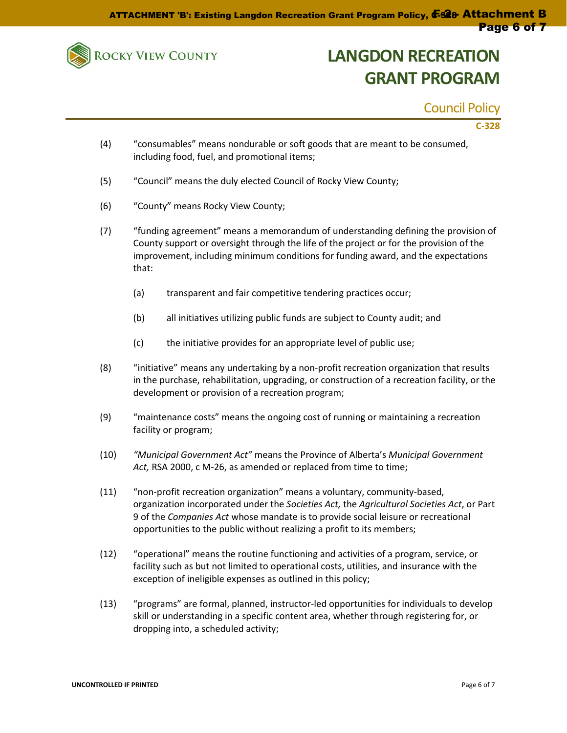# LANGDON RECREATION GRANT PROGRAM

Council Policy

**C-328**

(4) "consumables" means nondurable or soft goods that are meant to be consumed, including food, fuel, and promotional items;

(5) "Council" means the duly elected Council of Rocky View County;

(6) "County" means Rocky View County;

(7) "funding agreement" means a memorandum of understanding defining the provision of County support or oversight through the life of the project or for the provision of the improvement, including minimum conditions for funding award, and the expectations that:

 (a) transparent and fair competitive tendering practices occur;

 (b) all initiatives utilizing public funds are subject to County audit; and

 (c) the initiative provides for an appropriate level of public use;

(8) "initiative" means any undertaking by a non-profit recreation organization that results in the purchase, rehabilitation, upgrading, or construction of a recreation facility, or the development or provision of a recreation program;

(9) "maintenance costs" means the ongoing cost of running or maintaining a recreation facility or program;

(10) *"Municipal Government Act"* means the Province of Alberta's *Municipal Government Act,* RSA 2000, c M-26, as amended or replaced from time to time;

(11) "non-profit recreation organization" means a voluntary, community-based, organization incorporated under the *Societies Act,* the *Agricultural Societies Act*, or Part 9 of the *Companies Act* whose mandate is to provide social leisure or recreational opportunities to the public without realizing a profit to its members;

(12) "operational" means the routine functioning and activities of a program, service, or facility such as but not limited to operational costs, utilities, and insurance with the exception of ineligible expenses as outlined in this policy;

(13) "programs" are formal, planned, instructor-led opportunities for individuals to develop skill or understanding in a specific content area, whether through registering for, or dropping into, a scheduled activity;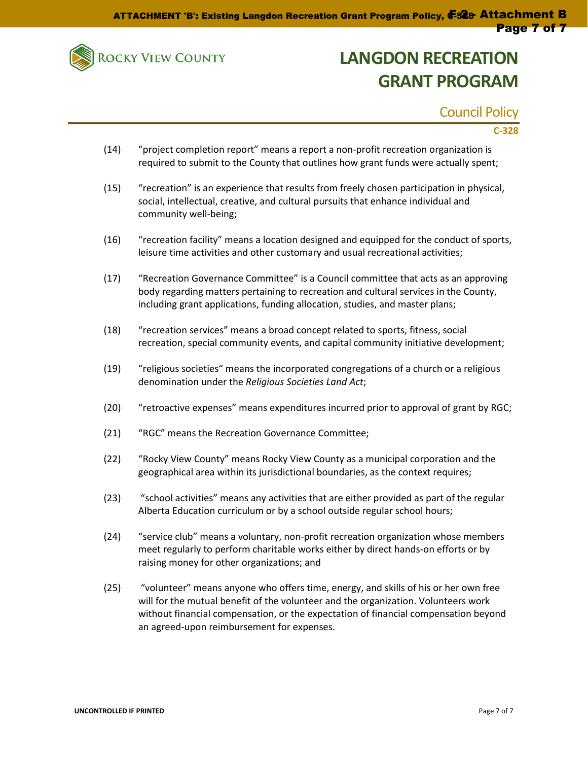(14) "project completion report" means a report a non-profit recreation organization is required to submit to the County that outlines how grant funds were actually spent;

(15) "recreation" is an experience that results from freely chosen participation in physical, social, intellectual, creative, and cultural pursuits that enhance individual and community well-being;

(16) "recreation facility" means a location designed and equipped for the conduct of sports, leisure time activities and other customary and usual recreational activities;

(17) "Recreation Governance Committee" is a Council committee that acts as an approving body regarding matters pertaining to recreation and cultural services in the County, including grant applications, funding allocation, studies, and master plans;

(18) "recreation services" means a broad concept related to sports, fitness, social recreation, special community events, and capital community initiative development;

(19) "religious societies" means the incorporated congregations of a church or a religious denomination under the *Religious Societies Land Act*;

(20) "retroactive expenses" means expenditures incurred prior to approval of grant by RGC;

(21) "RGC" means the Recreation Governance Committee;

(22) "Rocky View County" means Rocky View County as a municipal corporation and the geographical area within its jurisdictional boundaries, as the context requires;

(23) "school activities" means any activities that are either provided as part of the regular Alberta Education curriculum or by a school outside regular school hours;

(24) "service club" means a voluntary, non-profit recreation organization whose members meet regularly to perform charitable works either by direct hands-on efforts or by raising money for other organizations; and

(25) "volunteer" means anyone who offers time, energy, and skills of his or her own free will for the mutual benefit of the volunteer and the organization. Volunteers work without financial compensation, or the expectation of financial compensation beyond an agreed-upon reimbursement for expenses.